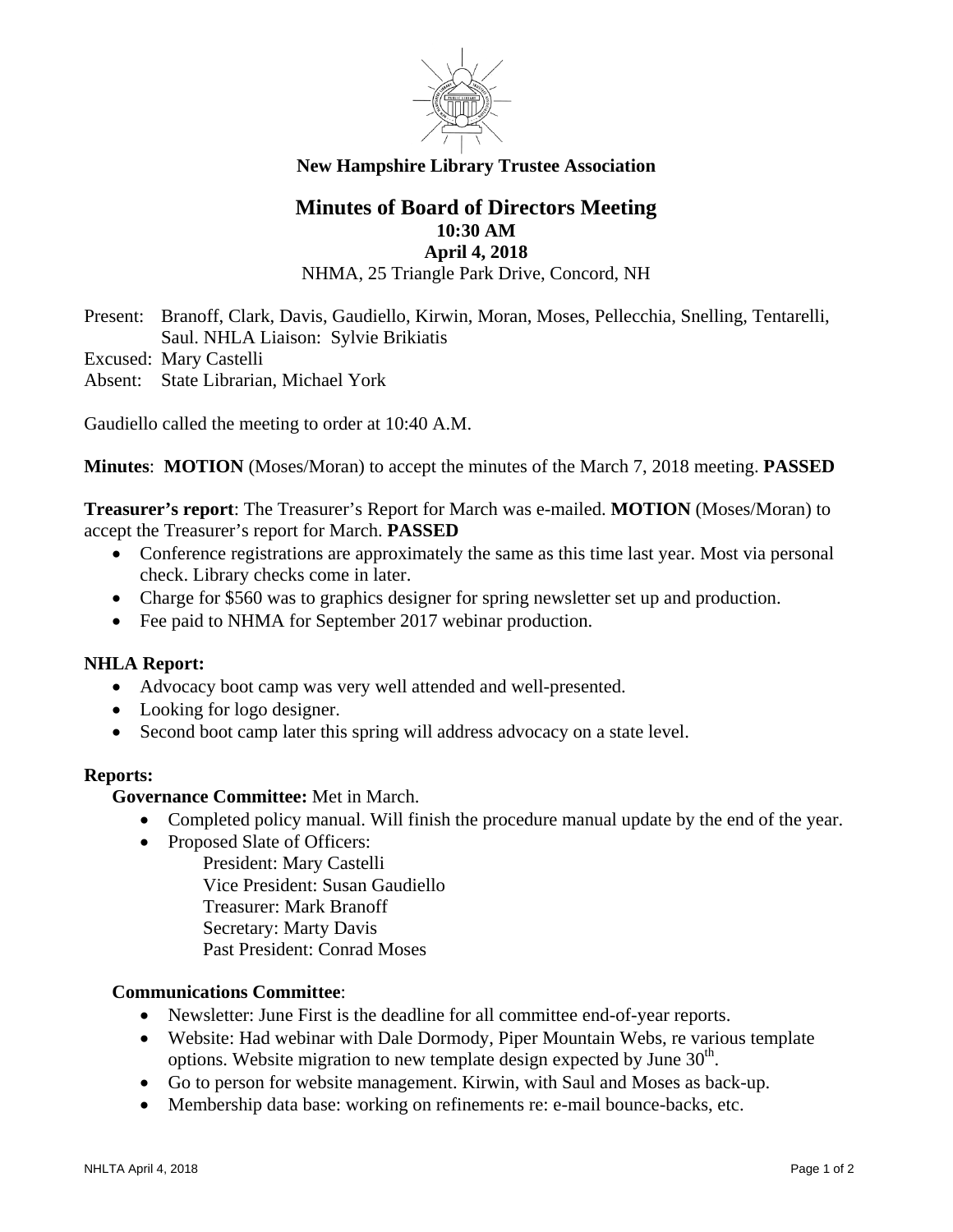**New Hampshire Library Trustee Association**

# Minutes of Board of Directors Meeting

**10:30 AM**
**April 4, 2018**
NHMA, 25 Triangle Park Drive, Concord, NH

Present: Branoff, Clark, Davis, Gaudiello, Kirwin, Moran, Moses, Pellecchia, Snelling, Tentarelli, Saul. NHLA Liaison: Sylvie Brikiatis
Excused: Mary Castelli
Absent: State Librarian, Michael York

Gaudiello called the meeting to order at 10:40 A.M.

**Minutes**: **MOTION** (Moses/Moran) to accept the minutes of the March 7, 2018 meeting. **PASSED**

**Treasurer's report**: The Treasurer's Report for March was e-mailed. **MOTION** (Moses/Moran) to accept the Treasurer's report for March. **PASSED**

- Conference registrations are approximately the same as this time last year. Most via personal check. Library checks come in later.
- Charge for $560 was to graphics designer for spring newsletter set up and production.
- Fee paid to NHMA for September 2017 webinar production.

**NHLA Report:**

- Advocacy boot camp was very well attended and well-presented.
- Looking for logo designer.
- Second boot camp later this spring will address advocacy on a state level.

**Reports:**

**Governance Committee:** Met in March.

- Completed policy manual. Will finish the procedure manual update by the end of the year.
- Proposed Slate of Officers:
  President: Mary Castelli
  Vice President: Susan Gaudiello
  Treasurer: Mark Branoff
  Secretary: Marty Davis
  Past President: Conrad Moses

**Communications Committee**:

- Newsletter: June First is the deadline for all committee end-of-year reports.
- Website: Had webinar with Dale Dormody, Piper Mountain Webs, re various template options. Website migration to new template design expected by June 30th.
- Go to person for website management. Kirwin, with Saul and Moses as back-up.
- Membership data base: working on refinements re: e-mail bounce-backs, etc.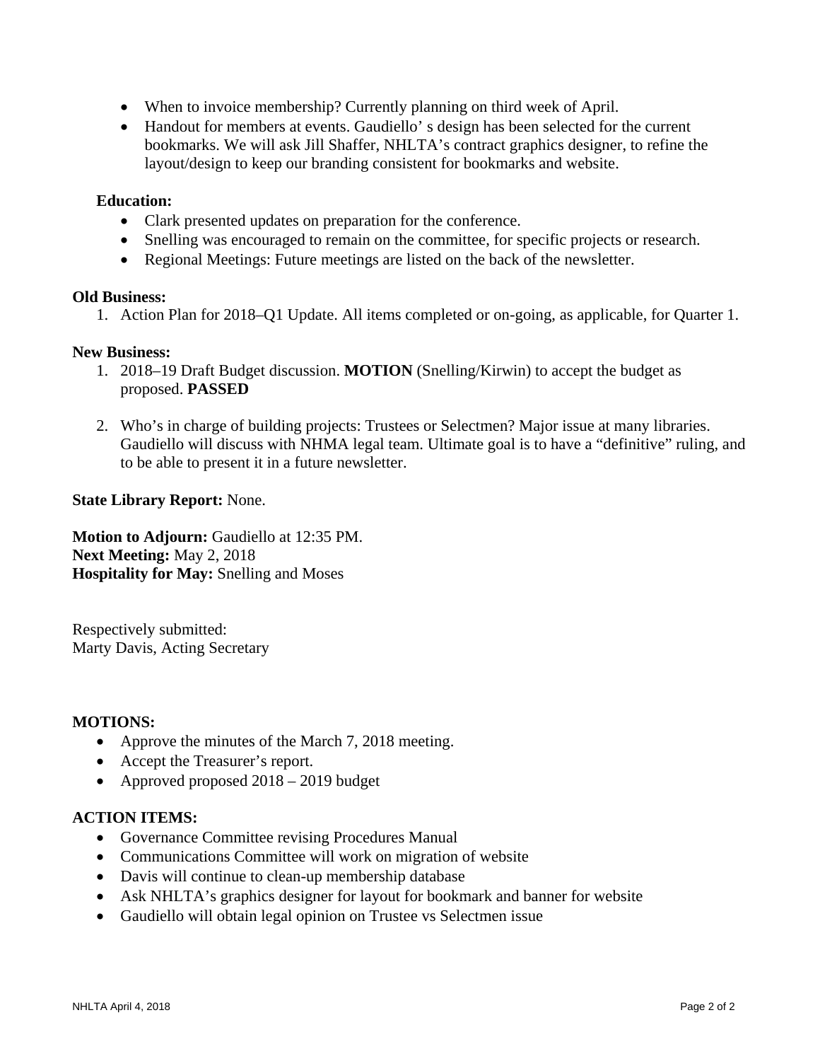- When to invoice membership? Currently planning on third week of April.
- Handout for members at events. Gaudiello' s design has been selected for the current bookmarks. We will ask Jill Shaffer, NHLTA's contract graphics designer, to refine the layout/design to keep our branding consistent for bookmarks and website.

**Education:**

- Clark presented updates on preparation for the conference.
- Snelling was encouraged to remain on the committee, for specific projects or research.
- Regional Meetings: Future meetings are listed on the back of the newsletter.

**Old Business:**

1. Action Plan for 2018–Q1 Update. All items completed or on-going, as applicable, for Quarter 1.

**New Business:**

1. 2018–19 Draft Budget discussion. **MOTION** (Snelling/Kirwin) to accept the budget as proposed. **PASSED**

2. Who's in charge of building projects: Trustees or Selectmen? Major issue at many libraries. Gaudiello will discuss with NHMA legal team. Ultimate goal is to have a "definitive" ruling, and to be able to present it in a future newsletter.

**State Library Report:** None.

**Motion to Adjourn:** Gaudiello at 12:35 PM.
**Next Meeting:** May 2, 2018
**Hospitality for May:** Snelling and Moses

Respectively submitted:
Marty Davis, Acting Secretary

**MOTIONS:**

- Approve the minutes of the March 7, 2018 meeting.
- Accept the Treasurer's report.
- Approved proposed 2018 – 2019 budget

**ACTION ITEMS:**

- Governance Committee revising Procedures Manual
- Communications Committee will work on migration of website
- Davis will continue to clean-up membership database
- Ask NHLTA's graphics designer for layout for bookmark and banner for website
- Gaudiello will obtain legal opinion on Trustee vs Selectmen issue